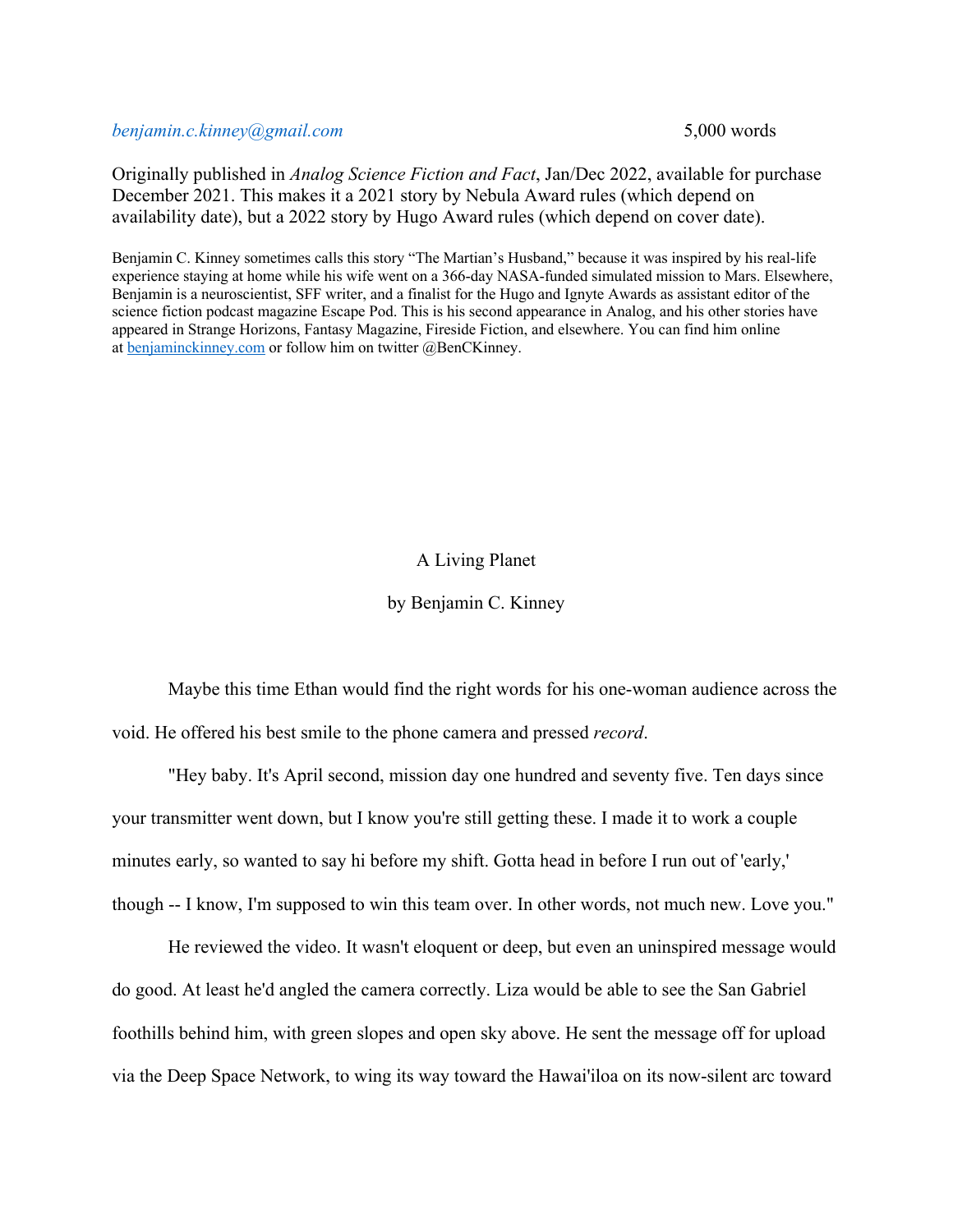*benjamin.c.kinney@gmail.com* 5,000 words

Originally published in *Analog Science Fiction and Fact*, Jan/Dec 2022, available for purchase December 2021. This makes it a 2021 story by Nebula Award rules (which depend on availability date), but a 2022 story by Hugo Award rules (which depend on cover date).

Benjamin C. Kinney sometimes calls this story "The Martian's Husband," because it was inspired by his real-life experience staying at home while his wife went on a 366-day NASA-funded simulated mission to Mars. Elsewhere, Benjamin is a neuroscientist, SFF writer, and a finalist for the Hugo and Ignyte Awards as assistant editor of the science fiction podcast magazine Escape Pod. This is his second appearance in Analog, and his other stories have appeared in Strange Horizons, Fantasy Magazine, Fireside Fiction, and elsewhere. You can find him online at benjaminckinney.com or follow him on twitter @BenCKinney.

# A Living Planet

by Benjamin C. Kinney

Maybe this time Ethan would find the right words for his one-woman audience across the void. He offered his best smile to the phone camera and pressed *record*.

"Hey baby. It's April second, mission day one hundred and seventy five. Ten days since your transmitter went down, but I know you're still getting these. I made it to work a couple minutes early, so wanted to say hi before my shift. Gotta head in before I run out of 'early,' though -- I know, I'm supposed to win this team over. In other words, not much new. Love you."

He reviewed the video. It wasn't eloquent or deep, but even an uninspired message would do good. At least he'd angled the camera correctly. Liza would be able to see the San Gabriel foothills behind him, with green slopes and open sky above. He sent the message off for upload via the Deep Space Network, to wing its way toward the Hawai'iloa on its now-silent arc toward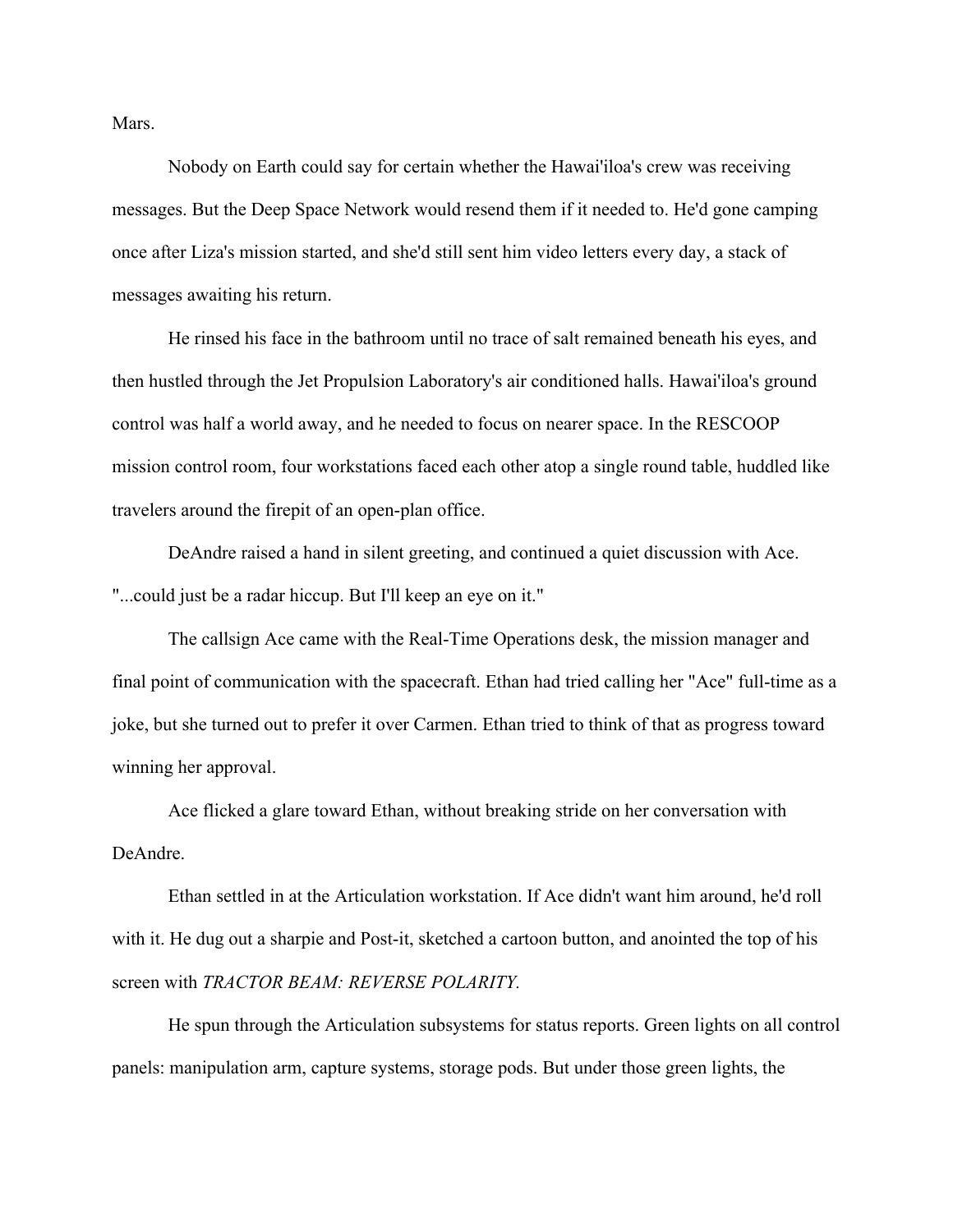Mars.

Nobody on Earth could say for certain whether the Hawai'iloa's crew was receiving messages. But the Deep Space Network would resend them if it needed to. He'd gone camping once after Liza's mission started, and she'd still sent him video letters every day, a stack of messages awaiting his return.

He rinsed his face in the bathroom until no trace of salt remained beneath his eyes, and then hustled through the Jet Propulsion Laboratory's air conditioned halls. Hawai'iloa's ground control was half a world away, and he needed to focus on nearer space. In the RESCOOP mission control room, four workstations faced each other atop a single round table, huddled like travelers around the firepit of an open-plan office.

DeAndre raised a hand in silent greeting, and continued a quiet discussion with Ace. "...could just be a radar hiccup. But I'll keep an eye on it."

The callsign Ace came with the Real-Time Operations desk, the mission manager and final point of communication with the spacecraft. Ethan had tried calling her "Ace" full-time as a joke, but she turned out to prefer it over Carmen. Ethan tried to think of that as progress toward winning her approval.

Ace flicked a glare toward Ethan, without breaking stride on her conversation with DeAndre.

Ethan settled in at the Articulation workstation. If Ace didn't want him around, he'd roll with it. He dug out a sharpie and Post-it, sketched a cartoon button, and anointed the top of his screen with *TRACTOR BEAM: REVERSE POLARITY.*

He spun through the Articulation subsystems for status reports. Green lights on all control panels: manipulation arm, capture systems, storage pods. But under those green lights, the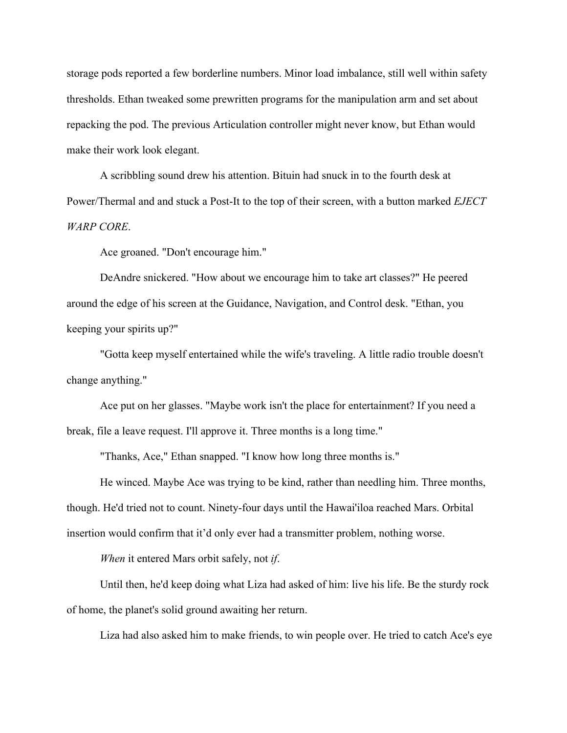storage pods reported a few borderline numbers. Minor load imbalance, still well within safety thresholds. Ethan tweaked some prewritten programs for the manipulation arm and set about repacking the pod. The previous Articulation controller might never know, but Ethan would make their work look elegant.

A scribbling sound drew his attention. Bituin had snuck in to the fourth desk at Power/Thermal and and stuck a Post-It to the top of their screen, with a button marked *EJECT WARP CORE*.

Ace groaned. "Don't encourage him."

DeAndre snickered. "How about we encourage him to take art classes?" He peered around the edge of his screen at the Guidance, Navigation, and Control desk. "Ethan, you keeping your spirits up?"

"Gotta keep myself entertained while the wife's traveling. A little radio trouble doesn't change anything."

Ace put on her glasses. "Maybe work isn't the place for entertainment? If you need a break, file a leave request. I'll approve it. Three months is a long time."

"Thanks, Ace," Ethan snapped. "I know how long three months is."

He winced. Maybe Ace was trying to be kind, rather than needling him. Three months, though. He'd tried not to count. Ninety-four days until the Hawai'iloa reached Mars. Orbital insertion would confirm that it'd only ever had a transmitter problem, nothing worse.

*When* it entered Mars orbit safely, not *if*.

Until then, he'd keep doing what Liza had asked of him: live his life. Be the sturdy rock of home, the planet's solid ground awaiting her return.

Liza had also asked him to make friends, to win people over. He tried to catch Ace's eye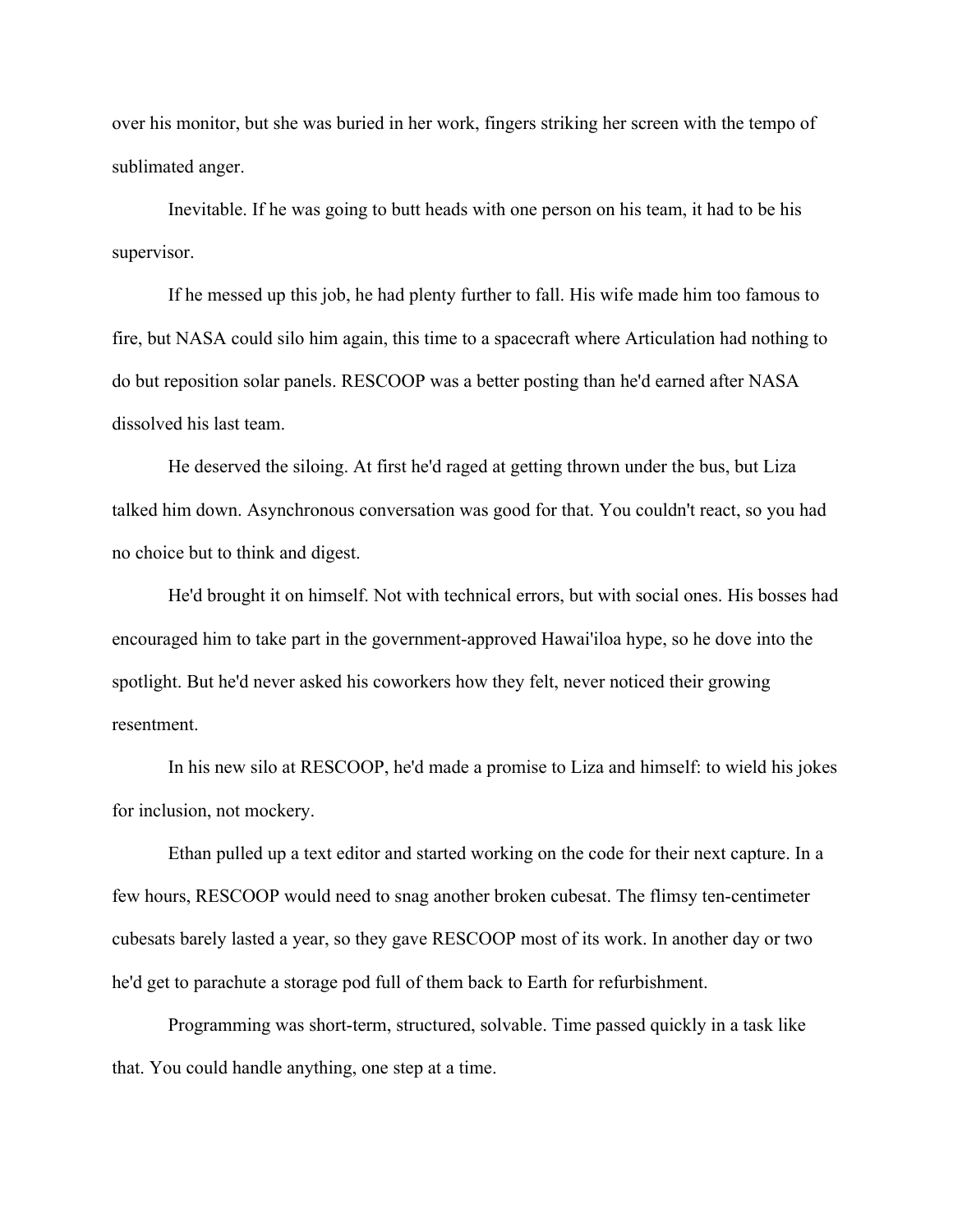over his monitor, but she was buried in her work, fingers striking her screen with the tempo of sublimated anger.

Inevitable. If he was going to butt heads with one person on his team, it had to be his supervisor.

If he messed up this job, he had plenty further to fall. His wife made him too famous to fire, but NASA could silo him again, this time to a spacecraft where Articulation had nothing to do but reposition solar panels. RESCOOP was a better posting than he'd earned after NASA dissolved his last team.

He deserved the siloing. At first he'd raged at getting thrown under the bus, but Liza talked him down. Asynchronous conversation was good for that. You couldn't react, so you had no choice but to think and digest.

He'd brought it on himself. Not with technical errors, but with social ones. His bosses had encouraged him to take part in the government-approved Hawai'iloa hype, so he dove into the spotlight. But he'd never asked his coworkers how they felt, never noticed their growing resentment.

In his new silo at RESCOOP, he'd made a promise to Liza and himself: to wield his jokes for inclusion, not mockery.

Ethan pulled up a text editor and started working on the code for their next capture. In a few hours, RESCOOP would need to snag another broken cubesat. The flimsy ten-centimeter cubesats barely lasted a year, so they gave RESCOOP most of its work. In another day or two he'd get to parachute a storage pod full of them back to Earth for refurbishment.

Programming was short-term, structured, solvable. Time passed quickly in a task like that. You could handle anything, one step at a time.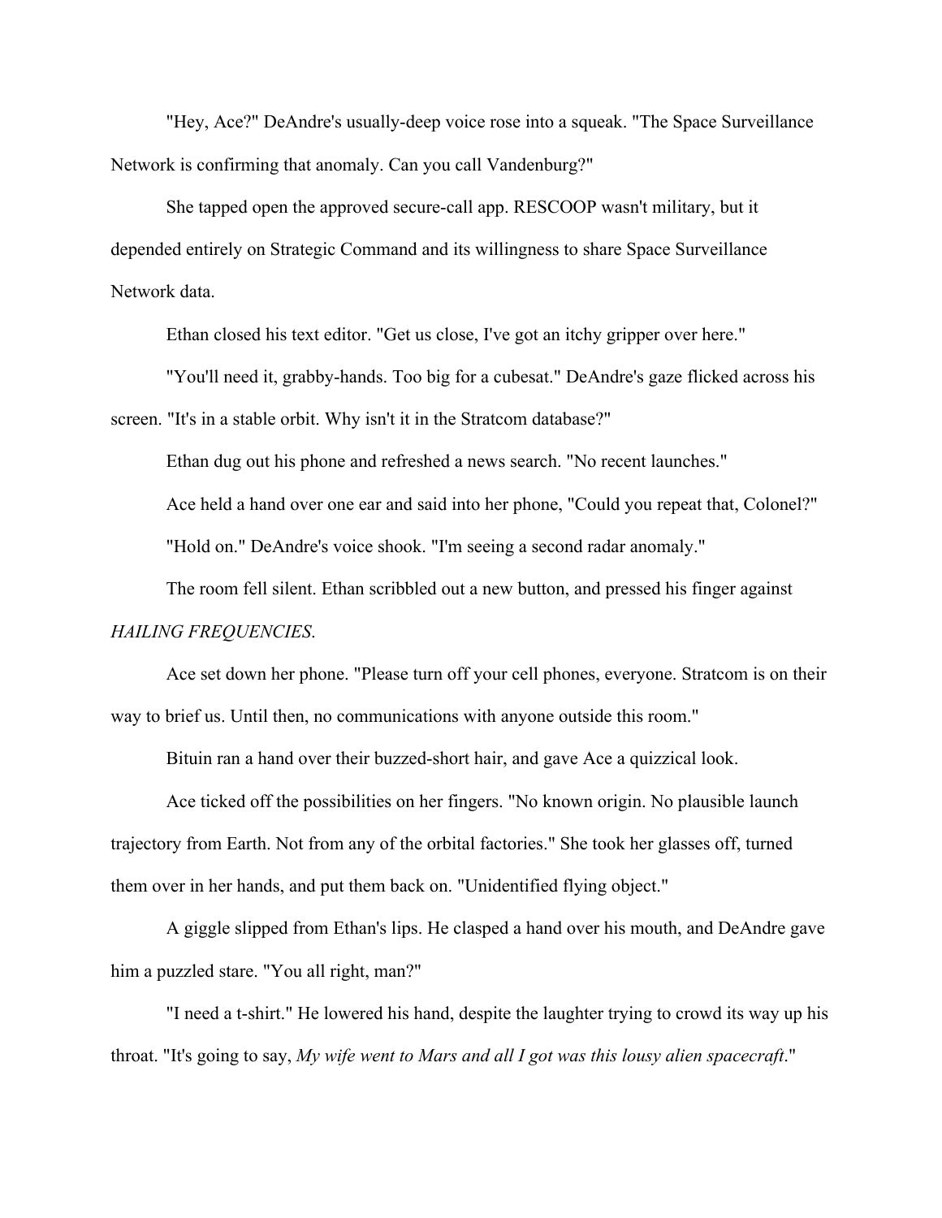"Hey, Ace?" DeAndre's usually-deep voice rose into a squeak. "The Space Surveillance Network is confirming that anomaly. Can you call Vandenburg?"

She tapped open the approved secure-call app. RESCOOP wasn't military, but it depended entirely on Strategic Command and its willingness to share Space Surveillance Network data.

Ethan closed his text editor. "Get us close, I've got an itchy gripper over here."

"You'll need it, grabby-hands. Too big for a cubesat." DeAndre's gaze flicked across his screen. "It's in a stable orbit. Why isn't it in the Stratcom database?"

Ethan dug out his phone and refreshed a news search. "No recent launches."

Ace held a hand over one ear and said into her phone, "Could you repeat that, Colonel?"

"Hold on." DeAndre's voice shook. "I'm seeing a second radar anomaly."

The room fell silent. Ethan scribbled out a new button, and pressed his finger against *HAILING FREQUENCIES*.

Ace set down her phone. "Please turn off your cell phones, everyone. Stratcom is on their way to brief us. Until then, no communications with anyone outside this room."

Bituin ran a hand over their buzzed-short hair, and gave Ace a quizzical look.

Ace ticked off the possibilities on her fingers. "No known origin. No plausible launch trajectory from Earth. Not from any of the orbital factories." She took her glasses off, turned them over in her hands, and put them back on. "Unidentified flying object."

A giggle slipped from Ethan's lips. He clasped a hand over his mouth, and DeAndre gave him a puzzled stare. "You all right, man?"

"I need a t-shirt." He lowered his hand, despite the laughter trying to crowd its way up his throat. "It's going to say, *My wife went to Mars and all I got was this lousy alien spacecraft*."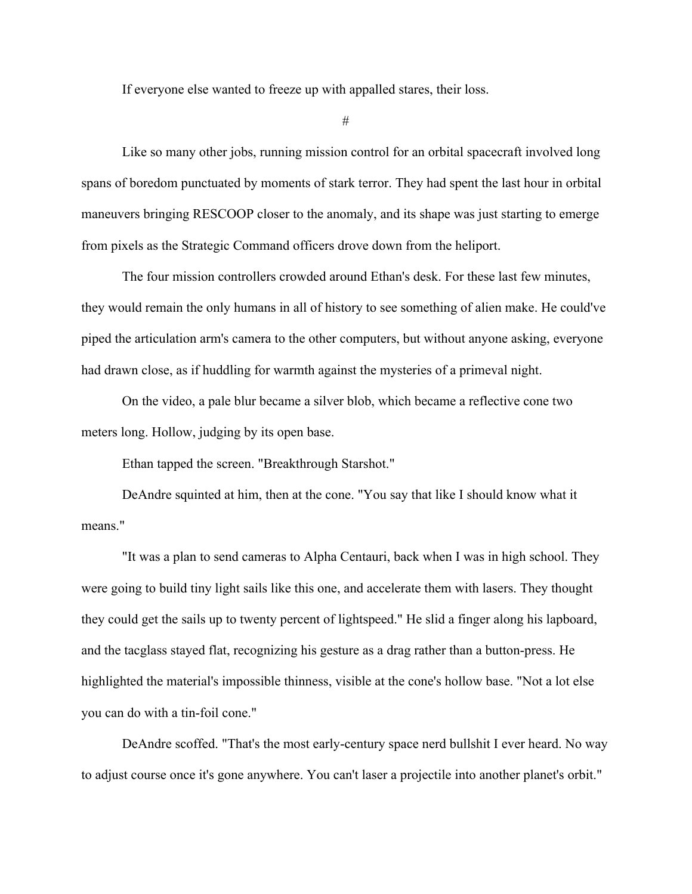If everyone else wanted to freeze up with appalled stares, their loss.

#

Like so many other jobs, running mission control for an orbital spacecraft involved long spans of boredom punctuated by moments of stark terror. They had spent the last hour in orbital maneuvers bringing RESCOOP closer to the anomaly, and its shape was just starting to emerge from pixels as the Strategic Command officers drove down from the heliport.

The four mission controllers crowded around Ethan's desk. For these last few minutes, they would remain the only humans in all of history to see something of alien make. He could've piped the articulation arm's camera to the other computers, but without anyone asking, everyone had drawn close, as if huddling for warmth against the mysteries of a primeval night.

On the video, a pale blur became a silver blob, which became a reflective cone two meters long. Hollow, judging by its open base.

Ethan tapped the screen. "Breakthrough Starshot."

DeAndre squinted at him, then at the cone. "You say that like I should know what it means."

"It was a plan to send cameras to Alpha Centauri, back when I was in high school. They were going to build tiny light sails like this one, and accelerate them with lasers. They thought they could get the sails up to twenty percent of lightspeed." He slid a finger along his lapboard, and the tacglass stayed flat, recognizing his gesture as a drag rather than a button-press. He highlighted the material's impossible thinness, visible at the cone's hollow base. "Not a lot else you can do with a tin-foil cone."

DeAndre scoffed. "That's the most early-century space nerd bullshit I ever heard. No way to adjust course once it's gone anywhere. You can't laser a projectile into another planet's orbit."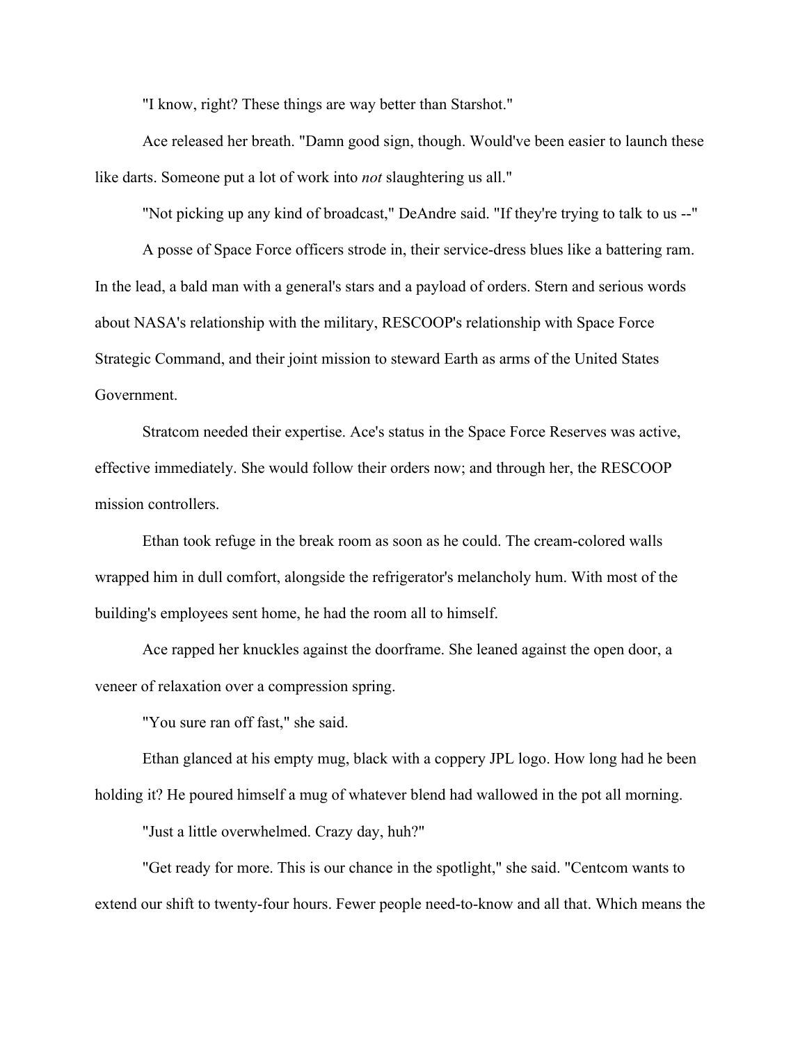"I know, right? These things are way better than Starshot."

Ace released her breath. "Damn good sign, though. Would've been easier to launch these like darts. Someone put a lot of work into *not* slaughtering us all."

"Not picking up any kind of broadcast," DeAndre said. "If they're trying to talk to us --"

A posse of Space Force officers strode in, their service-dress blues like a battering ram. In the lead, a bald man with a general's stars and a payload of orders. Stern and serious words about NASA's relationship with the military, RESCOOP's relationship with Space Force Strategic Command, and their joint mission to steward Earth as arms of the United States Government.

Stratcom needed their expertise. Ace's status in the Space Force Reserves was active, effective immediately. She would follow their orders now; and through her, the RESCOOP mission controllers.

Ethan took refuge in the break room as soon as he could. The cream-colored walls wrapped him in dull comfort, alongside the refrigerator's melancholy hum. With most of the building's employees sent home, he had the room all to himself.

Ace rapped her knuckles against the doorframe. She leaned against the open door, a veneer of relaxation over a compression spring.

"You sure ran off fast," she said.

Ethan glanced at his empty mug, black with a coppery JPL logo. How long had he been holding it? He poured himself a mug of whatever blend had wallowed in the pot all morning.

"Just a little overwhelmed. Crazy day, huh?"

"Get ready for more. This is our chance in the spotlight," she said. "Centcom wants to extend our shift to twenty-four hours. Fewer people need-to-know and all that. Which means the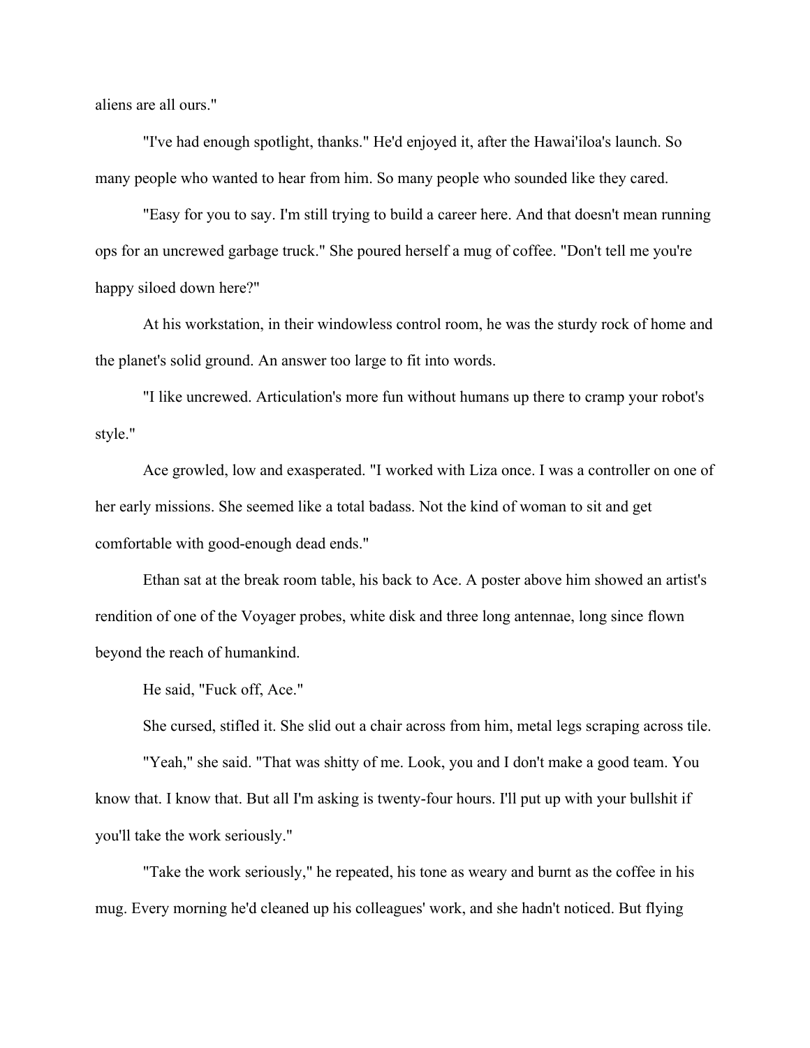aliens are all ours."

"I've had enough spotlight, thanks." He'd enjoyed it, after the Hawai'iloa's launch. So many people who wanted to hear from him. So many people who sounded like they cared.

"Easy for you to say. I'm still trying to build a career here. And that doesn't mean running ops for an uncrewed garbage truck." She poured herself a mug of coffee. "Don't tell me you're happy siloed down here?"

At his workstation, in their windowless control room, he was the sturdy rock of home and the planet's solid ground. An answer too large to fit into words.

"I like uncrewed. Articulation's more fun without humans up there to cramp your robot's style."

Ace growled, low and exasperated. "I worked with Liza once. I was a controller on one of her early missions. She seemed like a total badass. Not the kind of woman to sit and get comfortable with good-enough dead ends."

Ethan sat at the break room table, his back to Ace. A poster above him showed an artist's rendition of one of the Voyager probes, white disk and three long antennae, long since flown beyond the reach of humankind.

He said, "Fuck off, Ace."

She cursed, stifled it. She slid out a chair across from him, metal legs scraping across tile.

"Yeah," she said. "That was shitty of me. Look, you and I don't make a good team. You know that. I know that. But all I'm asking is twenty-four hours. I'll put up with your bullshit if you'll take the work seriously."

"Take the work seriously," he repeated, his tone as weary and burnt as the coffee in his mug. Every morning he'd cleaned up his colleagues' work, and she hadn't noticed. But flying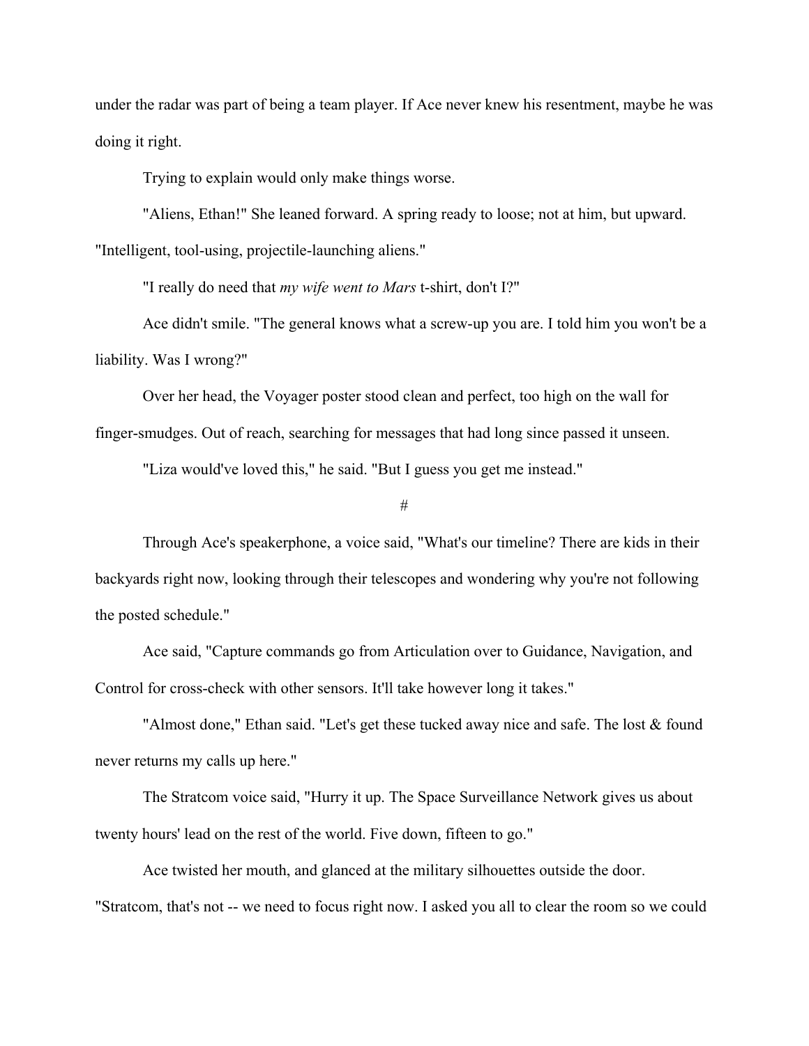under the radar was part of being a team player. If Ace never knew his resentment, maybe he was doing it right.

Trying to explain would only make things worse.

"Aliens, Ethan!" She leaned forward. A spring ready to loose; not at him, but upward. "Intelligent, tool-using, projectile-launching aliens."

"I really do need that *my wife went to Mars* t-shirt, don't I?"

Ace didn't smile. "The general knows what a screw-up you are. I told him you won't be a liability. Was I wrong?"

Over her head, the Voyager poster stood clean and perfect, too high on the wall for finger-smudges. Out of reach, searching for messages that had long since passed it unseen.

"Liza would've loved this," he said. "But I guess you get me instead."

#

Through Ace's speakerphone, a voice said, "What's our timeline? There are kids in their backyards right now, looking through their telescopes and wondering why you're not following the posted schedule."

Ace said, "Capture commands go from Articulation over to Guidance, Navigation, and Control for cross-check with other sensors. It'll take however long it takes."

"Almost done," Ethan said. "Let's get these tucked away nice and safe. The lost & found never returns my calls up here."

The Stratcom voice said, "Hurry it up. The Space Surveillance Network gives us about twenty hours' lead on the rest of the world. Five down, fifteen to go."

Ace twisted her mouth, and glanced at the military silhouettes outside the door. "Stratcom, that's not -- we need to focus right now. I asked you all to clear the room so we could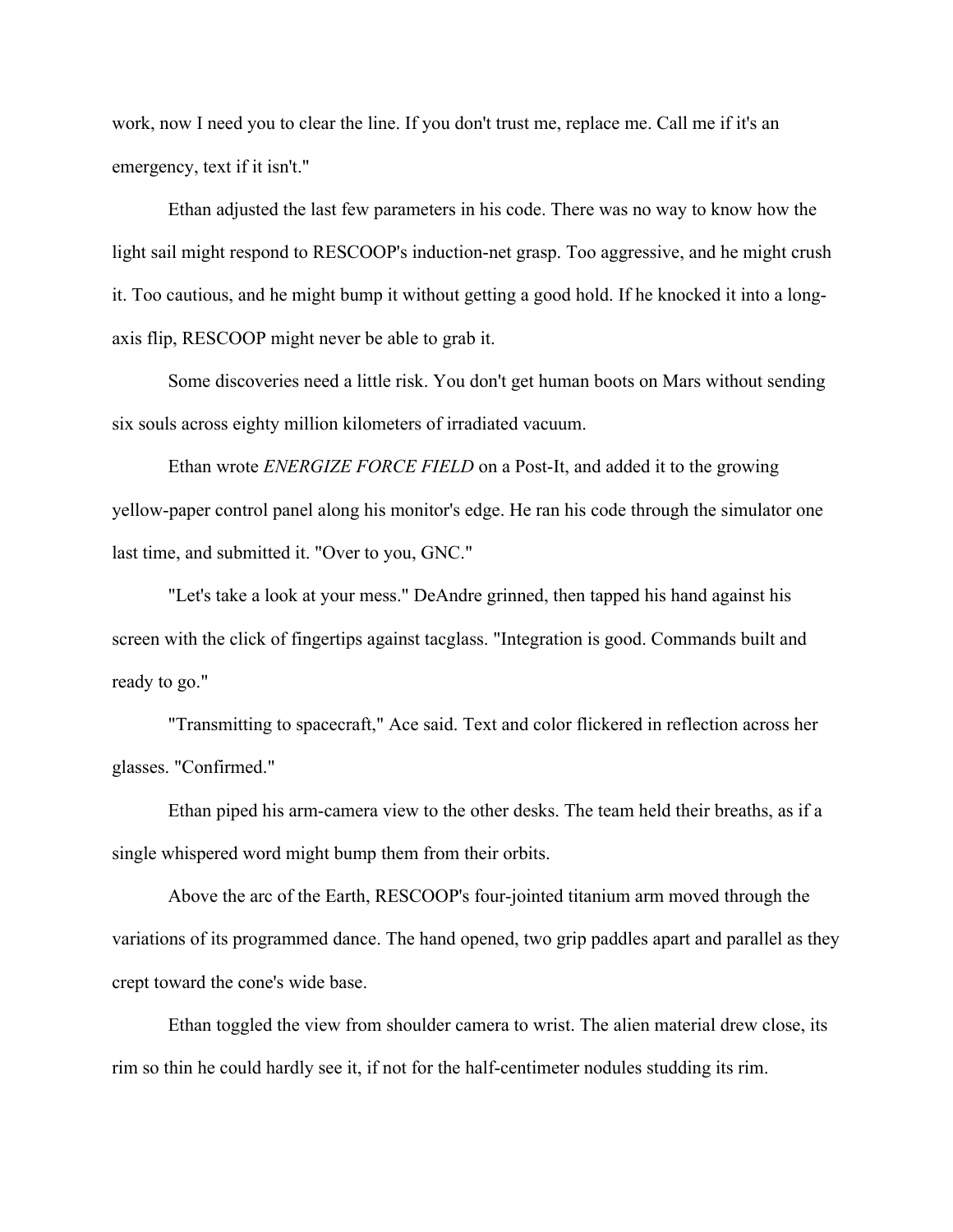work, now I need you to clear the line. If you don't trust me, replace me. Call me if it's an emergency, text if it isn't."

Ethan adjusted the last few parameters in his code. There was no way to know how the light sail might respond to RESCOOP's induction-net grasp. Too aggressive, and he might crush it. Too cautious, and he might bump it without getting a good hold. If he knocked it into a long-axis flip, RESCOOP might never be able to grab it.

Some discoveries need a little risk. You don't get human boots on Mars without sending six souls across eighty million kilometers of irradiated vacuum.

Ethan wrote *ENERGIZE FORCE FIELD* on a Post-It, and added it to the growing yellow-paper control panel along his monitor's edge. He ran his code through the simulator one last time, and submitted it. "Over to you, GNC."

"Let's take a look at your mess." DeAndre grinned, then tapped his hand against his screen with the click of fingertips against tacglass. "Integration is good. Commands built and ready to go."

"Transmitting to spacecraft," Ace said. Text and color flickered in reflection across her glasses. "Confirmed."

Ethan piped his arm-camera view to the other desks. The team held their breaths, as if a single whispered word might bump them from their orbits.

Above the arc of the Earth, RESCOOP's four-jointed titanium arm moved through the variations of its programmed dance. The hand opened, two grip paddles apart and parallel as they crept toward the cone's wide base.

Ethan toggled the view from shoulder camera to wrist. The alien material drew close, its rim so thin he could hardly see it, if not for the half-centimeter nodules studding its rim.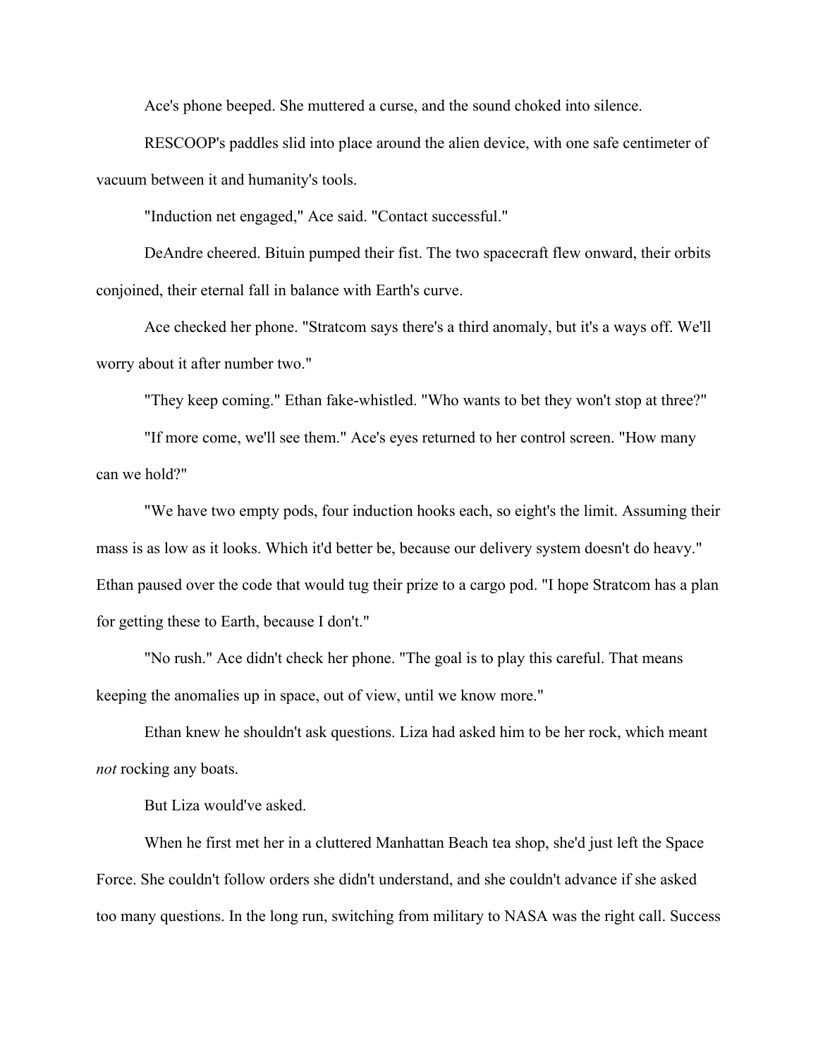Ace's phone beeped. She muttered a curse, and the sound choked into silence.

RESCOOP's paddles slid into place around the alien device, with one safe centimeter of vacuum between it and humanity's tools.

"Induction net engaged," Ace said. "Contact successful."

DeAndre cheered. Bituin pumped their fist. The two spacecraft flew onward, their orbits conjoined, their eternal fall in balance with Earth's curve.

Ace checked her phone. "Stratcom says there's a third anomaly, but it's a ways off. We'll worry about it after number two."

"They keep coming." Ethan fake-whistled. "Who wants to bet they won't stop at three?"

"If more come, we'll see them." Ace's eyes returned to her control screen. "How many can we hold?"

"We have two empty pods, four induction hooks each, so eight's the limit. Assuming their mass is as low as it looks. Which it'd better be, because our delivery system doesn't do heavy." Ethan paused over the code that would tug their prize to a cargo pod. "I hope Stratcom has a plan for getting these to Earth, because I don't."

"No rush." Ace didn't check her phone. "The goal is to play this careful. That means keeping the anomalies up in space, out of view, until we know more."

Ethan knew he shouldn't ask questions. Liza had asked him to be her rock, which meant *not* rocking any boats.

But Liza would've asked.

When he first met her in a cluttered Manhattan Beach tea shop, she'd just left the Space Force. She couldn't follow orders she didn't understand, and she couldn't advance if she asked too many questions. In the long run, switching from military to NASA was the right call. Success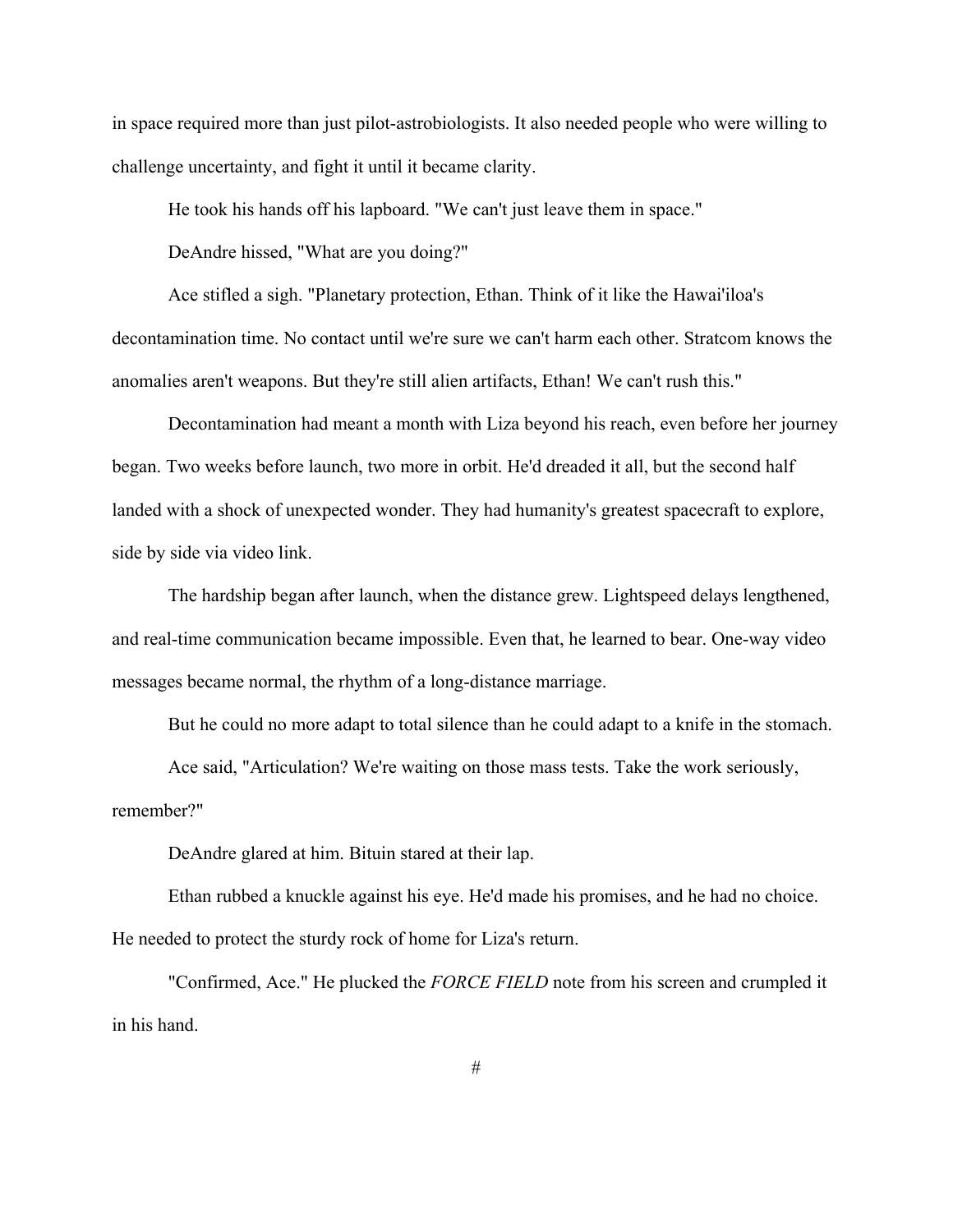in space required more than just pilot-astrobiologists. It also needed people who were willing to challenge uncertainty, and fight it until it became clarity.

He took his hands off his lapboard. "We can't just leave them in space."

DeAndre hissed, "What are you doing?"

Ace stifled a sigh. "Planetary protection, Ethan. Think of it like the Hawai'iloa's decontamination time. No contact until we're sure we can't harm each other. Stratcom knows the anomalies aren't weapons. But they're still alien artifacts, Ethan! We can't rush this."

Decontamination had meant a month with Liza beyond his reach, even before her journey began. Two weeks before launch, two more in orbit. He'd dreaded it all, but the second half landed with a shock of unexpected wonder. They had humanity's greatest spacecraft to explore, side by side via video link.

The hardship began after launch, when the distance grew. Lightspeed delays lengthened, and real-time communication became impossible. Even that, he learned to bear. One-way video messages became normal, the rhythm of a long-distance marriage.

But he could no more adapt to total silence than he could adapt to a knife in the stomach.

Ace said, "Articulation? We're waiting on those mass tests. Take the work seriously, remember?"

DeAndre glared at him. Bituin stared at their lap.

Ethan rubbed a knuckle against his eye. He'd made his promises, and he had no choice. He needed to protect the sturdy rock of home for Liza's return.

"Confirmed, Ace." He plucked the *FORCE FIELD* note from his screen and crumpled it in his hand.

#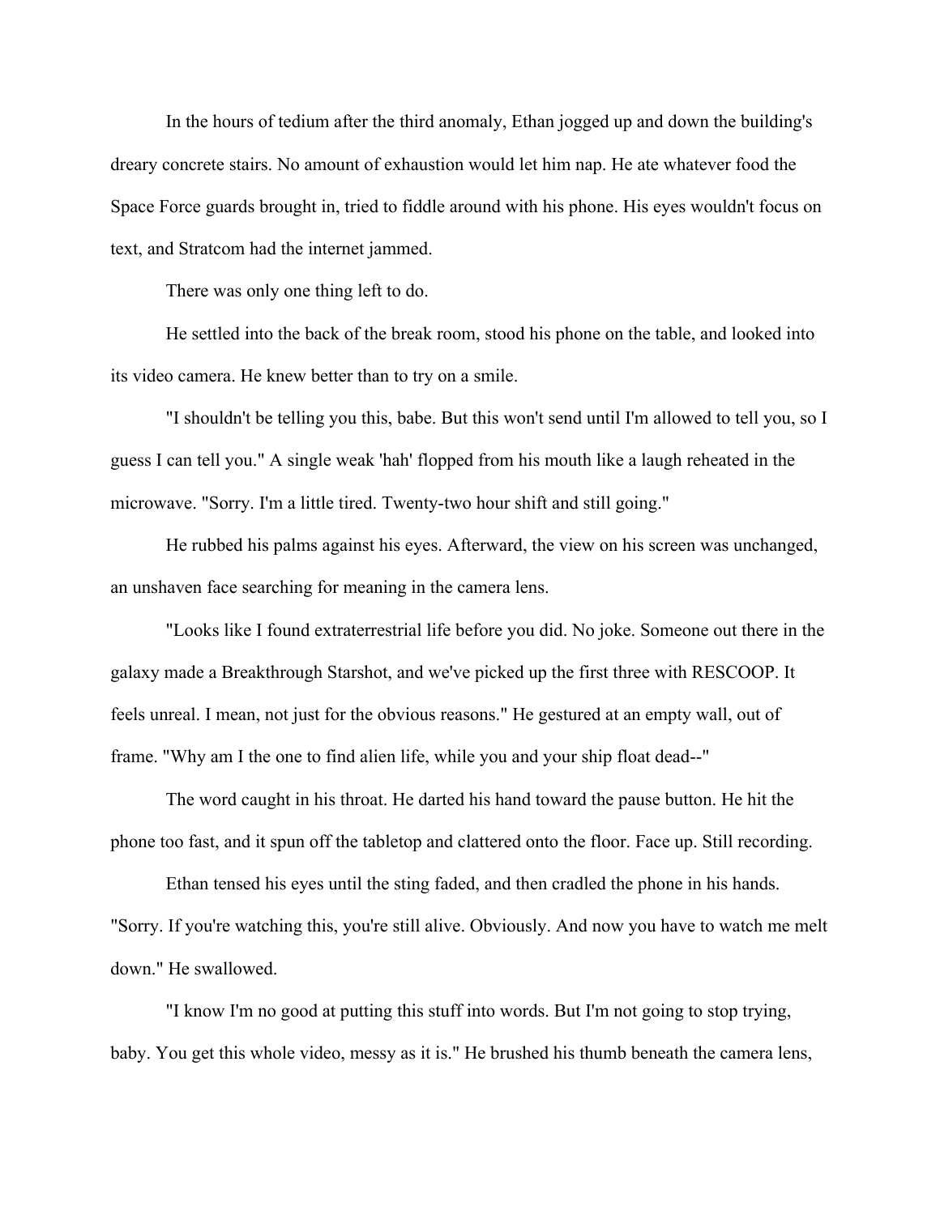In the hours of tedium after the third anomaly, Ethan jogged up and down the building's dreary concrete stairs. No amount of exhaustion would let him nap. He ate whatever food the Space Force guards brought in, tried to fiddle around with his phone. His eyes wouldn't focus on text, and Stratcom had the internet jammed.

There was only one thing left to do.

He settled into the back of the break room, stood his phone on the table, and looked into its video camera. He knew better than to try on a smile.

"I shouldn't be telling you this, babe. But this won't send until I'm allowed to tell you, so I guess I can tell you." A single weak 'hah' flopped from his mouth like a laugh reheated in the microwave. "Sorry. I'm a little tired. Twenty-two hour shift and still going."

He rubbed his palms against his eyes. Afterward, the view on his screen was unchanged, an unshaven face searching for meaning in the camera lens.

"Looks like I found extraterrestrial life before you did. No joke. Someone out there in the galaxy made a Breakthrough Starshot, and we've picked up the first three with RESCOOP. It feels unreal. I mean, not just for the obvious reasons." He gestured at an empty wall, out of frame. "Why am I the one to find alien life, while you and your ship float dead--"

The word caught in his throat. He darted his hand toward the pause button. He hit the phone too fast, and it spun off the tabletop and clattered onto the floor. Face up. Still recording.

Ethan tensed his eyes until the sting faded, and then cradled the phone in his hands. "Sorry. If you're watching this, you're still alive. Obviously. And now you have to watch me melt down." He swallowed.

"I know I'm no good at putting this stuff into words. But I'm not going to stop trying, baby. You get this whole video, messy as it is." He brushed his thumb beneath the camera lens,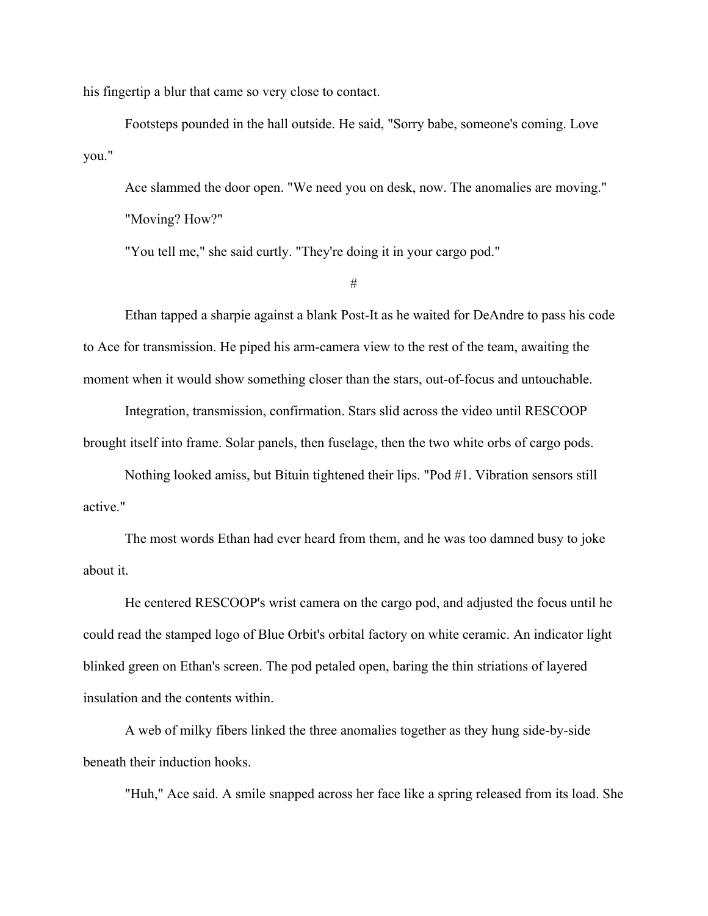his fingertip a blur that came so very close to contact.

Footsteps pounded in the hall outside. He said, "Sorry babe, someone's coming. Love you."

Ace slammed the door open. "We need you on desk, now. The anomalies are moving."

"Moving? How?"

"You tell me," she said curtly. "They're doing it in your cargo pod."

#

Ethan tapped a sharpie against a blank Post-It as he waited for DeAndre to pass his code to Ace for transmission. He piped his arm-camera view to the rest of the team, awaiting the moment when it would show something closer than the stars, out-of-focus and untouchable.

Integration, transmission, confirmation. Stars slid across the video until RESCOOP brought itself into frame. Solar panels, then fuselage, then the two white orbs of cargo pods.

Nothing looked amiss, but Bituin tightened their lips. "Pod #1. Vibration sensors still active."

The most words Ethan had ever heard from them, and he was too damned busy to joke about it.

He centered RESCOOP's wrist camera on the cargo pod, and adjusted the focus until he could read the stamped logo of Blue Orbit's orbital factory on white ceramic. An indicator light blinked green on Ethan's screen. The pod petaled open, baring the thin striations of layered insulation and the contents within.

A web of milky fibers linked the three anomalies together as they hung side-by-side beneath their induction hooks.

"Huh," Ace said. A smile snapped across her face like a spring released from its load. She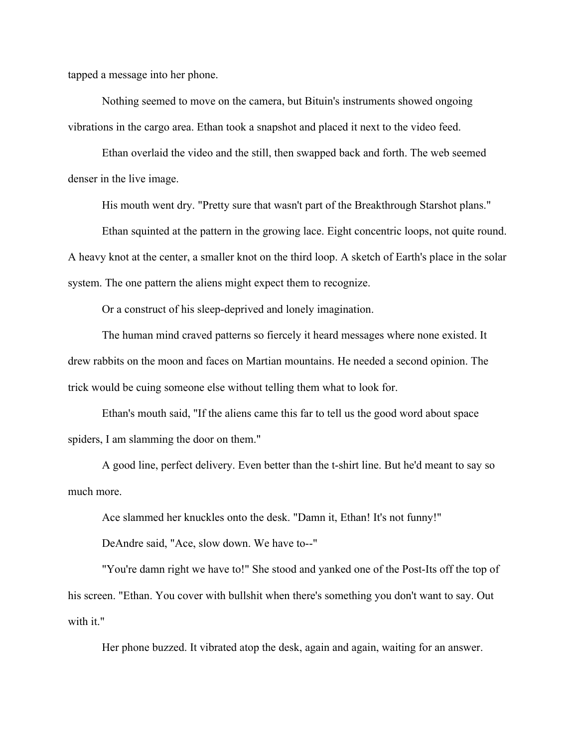tapped a message into her phone.

Nothing seemed to move on the camera, but Bituin's instruments showed ongoing vibrations in the cargo area. Ethan took a snapshot and placed it next to the video feed.

Ethan overlaid the video and the still, then swapped back and forth. The web seemed denser in the live image.

His mouth went dry. "Pretty sure that wasn't part of the Breakthrough Starshot plans."

Ethan squinted at the pattern in the growing lace. Eight concentric loops, not quite round. A heavy knot at the center, a smaller knot on the third loop. A sketch of Earth's place in the solar system. The one pattern the aliens might expect them to recognize.

Or a construct of his sleep-deprived and lonely imagination.

The human mind craved patterns so fiercely it heard messages where none existed. It drew rabbits on the moon and faces on Martian mountains. He needed a second opinion. The trick would be cuing someone else without telling them what to look for.

Ethan's mouth said, "If the aliens came this far to tell us the good word about space spiders, I am slamming the door on them."

A good line, perfect delivery. Even better than the t-shirt line. But he'd meant to say so much more.

Ace slammed her knuckles onto the desk. "Damn it, Ethan! It's not funny!"

DeAndre said, "Ace, slow down. We have to--"

"You're damn right we have to!" She stood and yanked one of the Post-Its off the top of his screen. "Ethan. You cover with bullshit when there's something you don't want to say. Out with it."

Her phone buzzed. It vibrated atop the desk, again and again, waiting for an answer.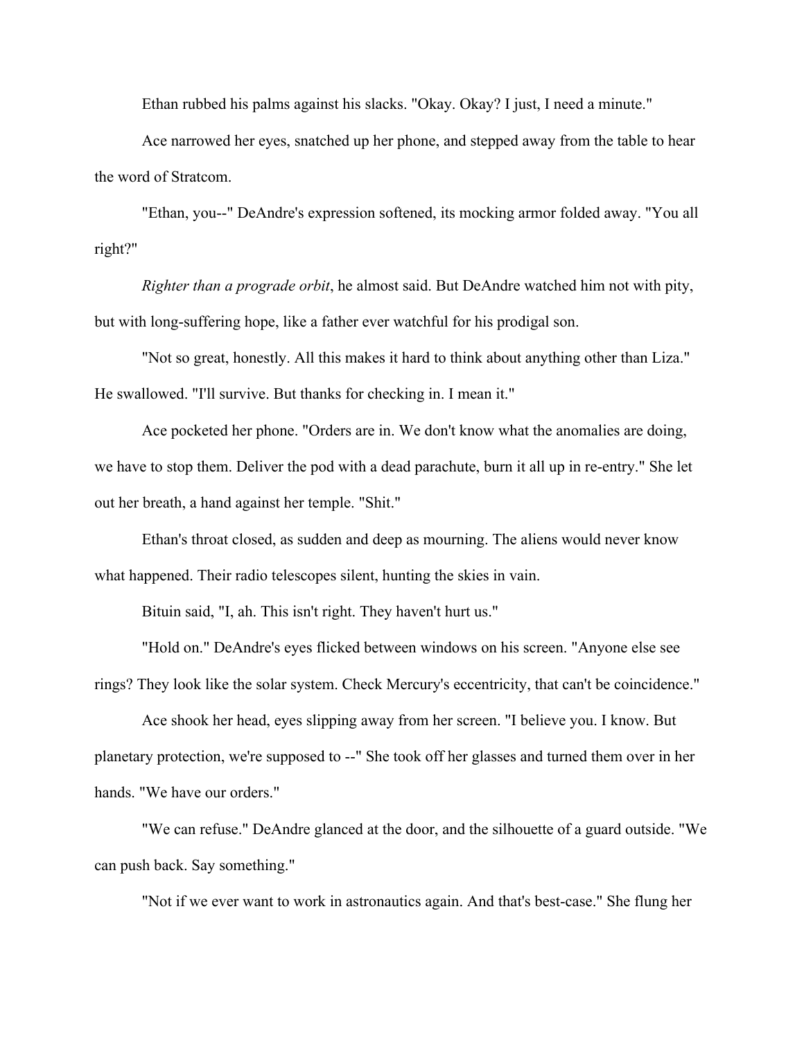Ethan rubbed his palms against his slacks. "Okay. Okay? I just, I need a minute."

Ace narrowed her eyes, snatched up her phone, and stepped away from the table to hear the word of Stratcom.

"Ethan, you--" DeAndre's expression softened, its mocking armor folded away. "You all right?"

*Righter than a prograde orbit*, he almost said. But DeAndre watched him not with pity, but with long-suffering hope, like a father ever watchful for his prodigal son.

"Not so great, honestly. All this makes it hard to think about anything other than Liza." He swallowed. "I'll survive. But thanks for checking in. I mean it."

Ace pocketed her phone. "Orders are in. We don't know what the anomalies are doing, we have to stop them. Deliver the pod with a dead parachute, burn it all up in re-entry." She let out her breath, a hand against her temple. "Shit."

Ethan's throat closed, as sudden and deep as mourning. The aliens would never know what happened. Their radio telescopes silent, hunting the skies in vain.

Bituin said, "I, ah. This isn't right. They haven't hurt us."

"Hold on." DeAndre's eyes flicked between windows on his screen. "Anyone else see rings? They look like the solar system. Check Mercury's eccentricity, that can't be coincidence."

Ace shook her head, eyes slipping away from her screen. "I believe you. I know. But planetary protection, we're supposed to --" She took off her glasses and turned them over in her hands. "We have our orders."

"We can refuse." DeAndre glanced at the door, and the silhouette of a guard outside. "We can push back. Say something."

"Not if we ever want to work in astronautics again. And that's best-case." She flung her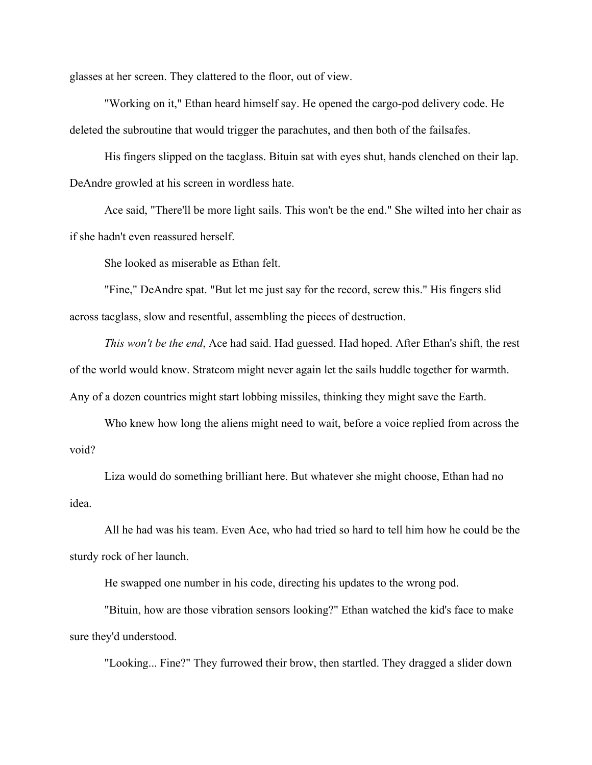glasses at her screen. They clattered to the floor, out of view.

"Working on it," Ethan heard himself say. He opened the cargo-pod delivery code. He deleted the subroutine that would trigger the parachutes, and then both of the failsafes.

His fingers slipped on the tacglass. Bituin sat with eyes shut, hands clenched on their lap. DeAndre growled at his screen in wordless hate.

Ace said, "There'll be more light sails. This won't be the end." She wilted into her chair as if she hadn't even reassured herself.

She looked as miserable as Ethan felt.

"Fine," DeAndre spat. "But let me just say for the record, screw this." His fingers slid across tacglass, slow and resentful, assembling the pieces of destruction.

*This won't be the end*, Ace had said. Had guessed. Had hoped. After Ethan's shift, the rest of the world would know. Stratcom might never again let the sails huddle together for warmth. Any of a dozen countries might start lobbing missiles, thinking they might save the Earth.

Who knew how long the aliens might need to wait, before a voice replied from across the void?

Liza would do something brilliant here. But whatever she might choose, Ethan had no idea.

All he had was his team. Even Ace, who had tried so hard to tell him how he could be the sturdy rock of her launch.

He swapped one number in his code, directing his updates to the wrong pod.

"Bituin, how are those vibration sensors looking?" Ethan watched the kid's face to make sure they'd understood.

"Looking... Fine?" They furrowed their brow, then startled. They dragged a slider down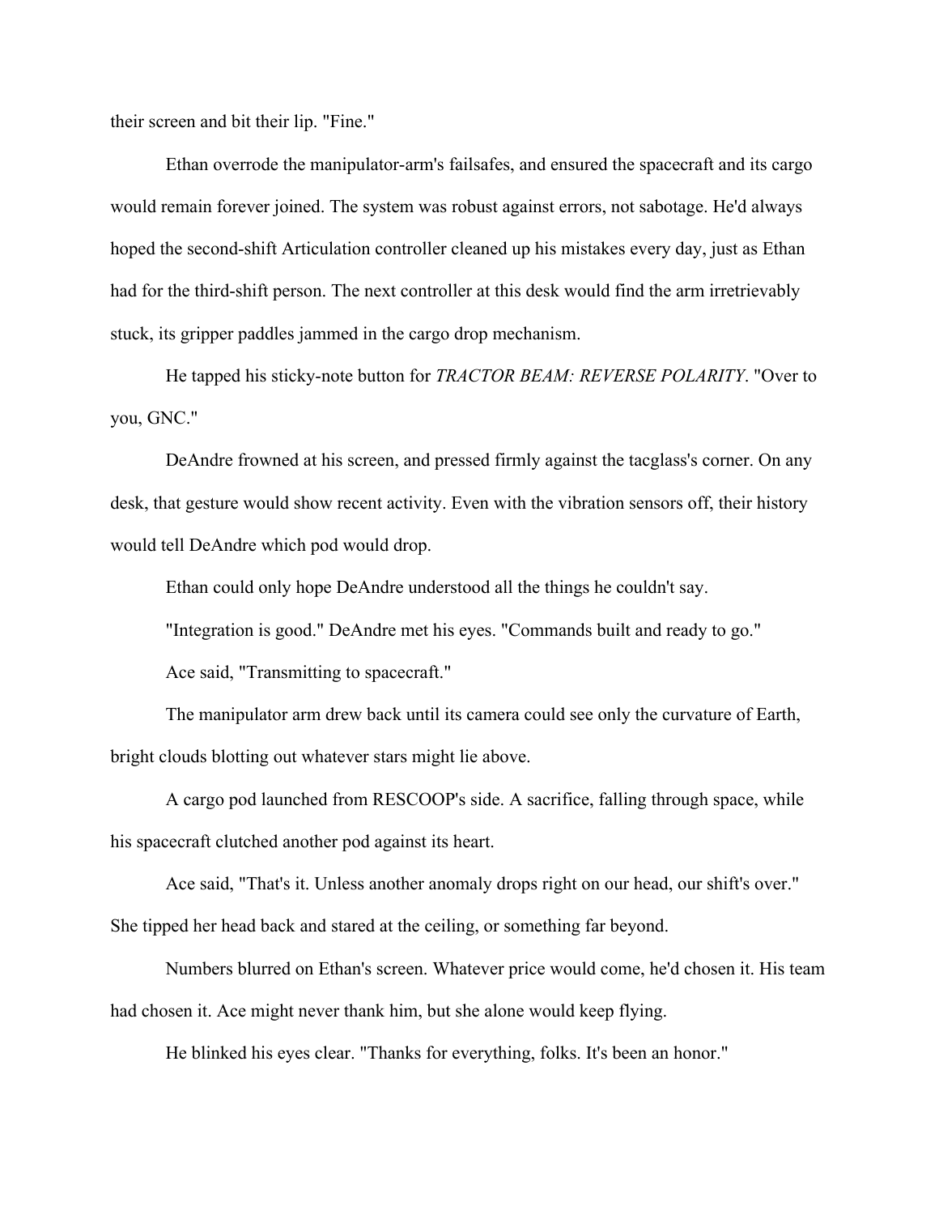their screen and bit their lip. "Fine."

Ethan overrode the manipulator-arm's failsafes, and ensured the spacecraft and its cargo would remain forever joined. The system was robust against errors, not sabotage. He'd always hoped the second-shift Articulation controller cleaned up his mistakes every day, just as Ethan had for the third-shift person. The next controller at this desk would find the arm irretrievably stuck, its gripper paddles jammed in the cargo drop mechanism.

He tapped his sticky-note button for *TRACTOR BEAM: REVERSE POLARITY*. "Over to you, GNC."

DeAndre frowned at his screen, and pressed firmly against the tacglass's corner. On any desk, that gesture would show recent activity. Even with the vibration sensors off, their history would tell DeAndre which pod would drop.

Ethan could only hope DeAndre understood all the things he couldn't say.

"Integration is good." DeAndre met his eyes. "Commands built and ready to go."

Ace said, "Transmitting to spacecraft."

The manipulator arm drew back until its camera could see only the curvature of Earth, bright clouds blotting out whatever stars might lie above.

A cargo pod launched from RESCOOP's side. A sacrifice, falling through space, while his spacecraft clutched another pod against its heart.

Ace said, "That's it. Unless another anomaly drops right on our head, our shift's over." She tipped her head back and stared at the ceiling, or something far beyond.

Numbers blurred on Ethan's screen. Whatever price would come, he'd chosen it. His team had chosen it. Ace might never thank him, but she alone would keep flying.

He blinked his eyes clear. "Thanks for everything, folks. It's been an honor."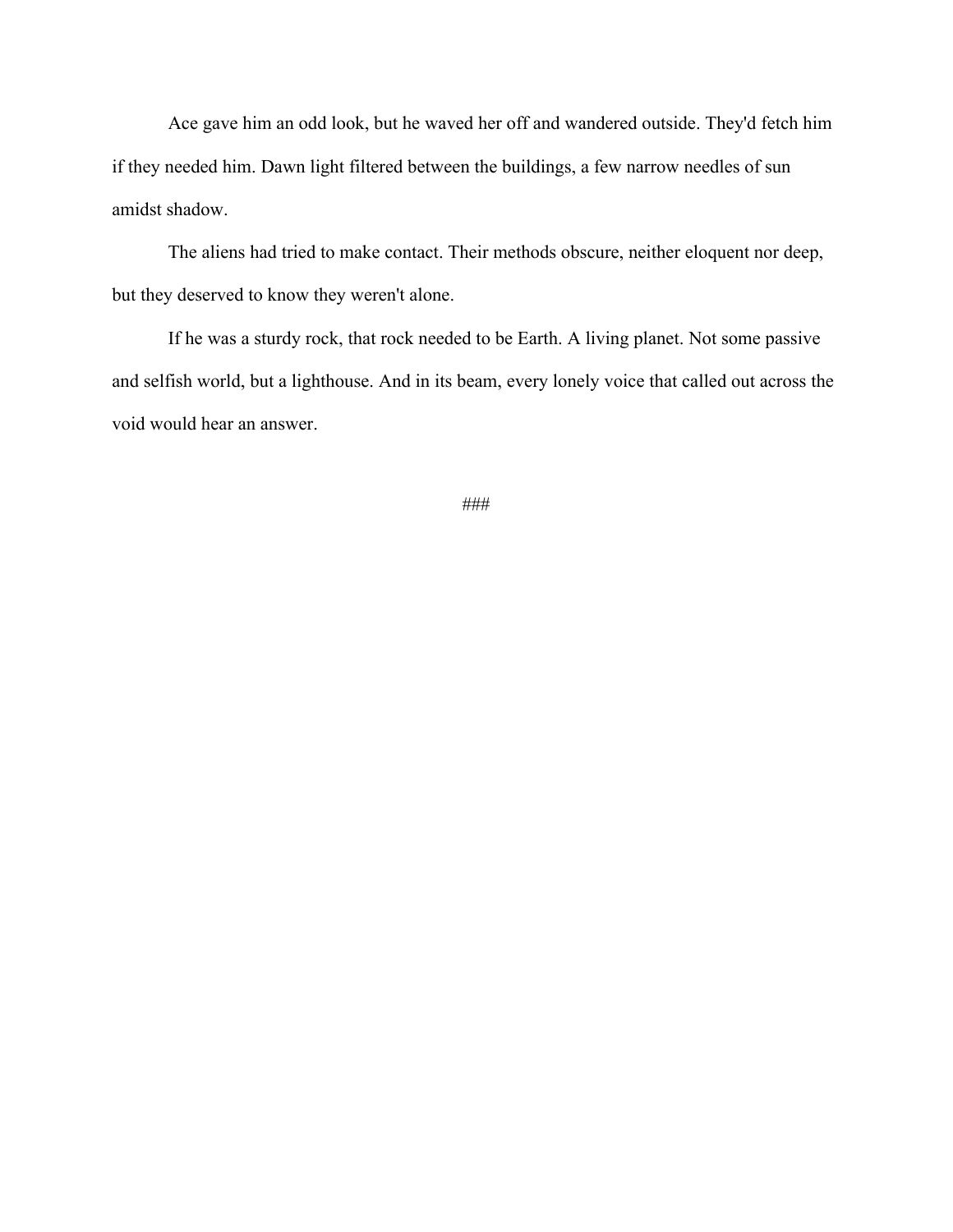Ace gave him an odd look, but he waved her off and wandered outside. They'd fetch him if they needed him. Dawn light filtered between the buildings, a few narrow needles of sun amidst shadow.

The aliens had tried to make contact. Their methods obscure, neither eloquent nor deep, but they deserved to know they weren't alone.

If he was a sturdy rock, that rock needed to be Earth. A living planet. Not some passive and selfish world, but a lighthouse. And in its beam, every lonely voice that called out across the void would hear an answer.

###